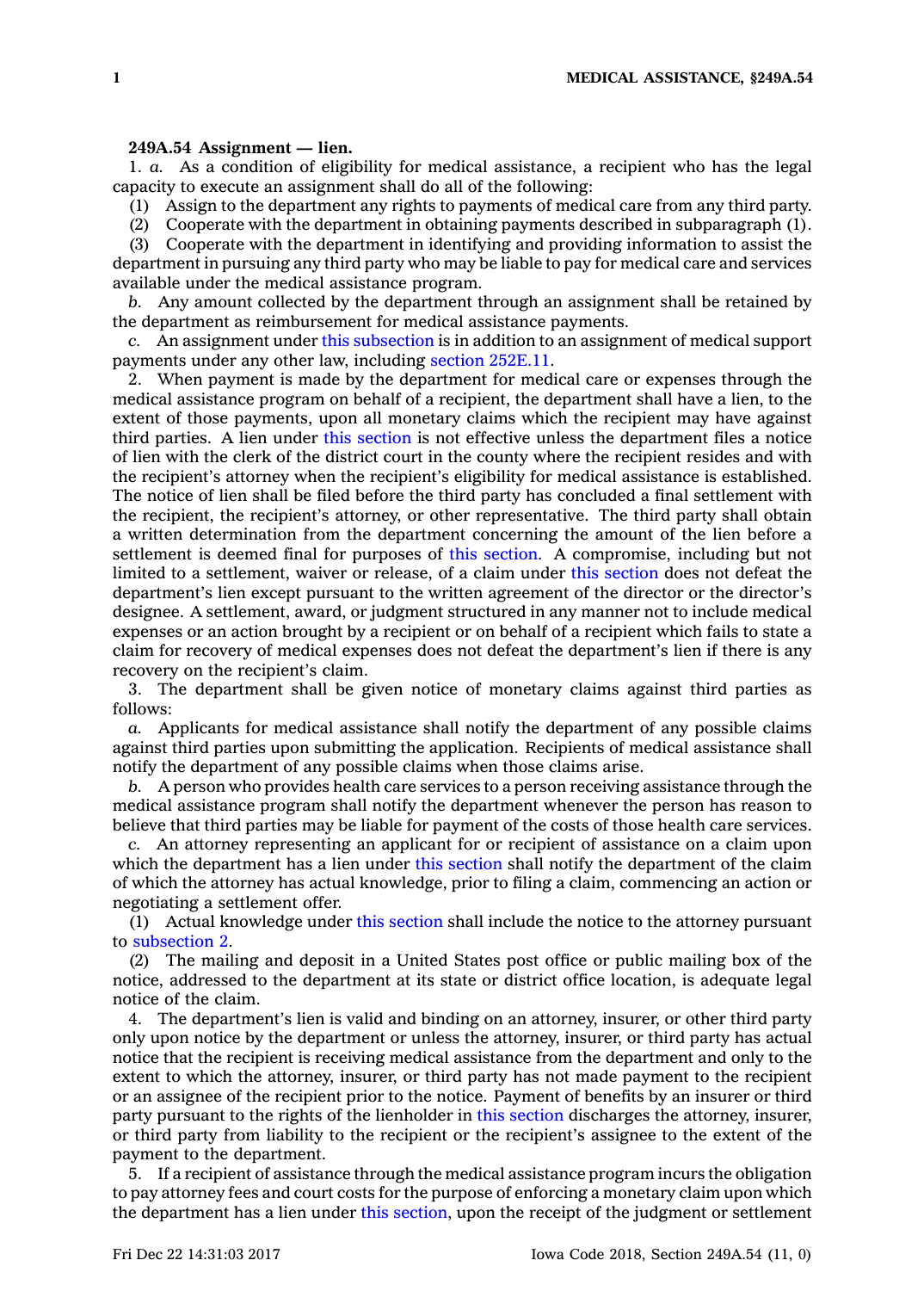**249A.54 Assignment — lien.**

1. *a.* As a condition of eligibility for medical assistance, a recipient who has the legal capacity to execute an assignment shall do all of the following:

(1) Assign to the department any rights to payments of medical care from any third party.

(2) Cooperate with the department in obtaining payments described in subparagraph (1).

(3) Cooperate with the department in identifying and providing information to assist the department in pursuing any third party who may be liable to pay for medical care and services available under the medical assistance program.

*b.* Any amount collected by the department through an assignment shall be retained by the department as reimbursement for medical assistance payments.

*c.* An assignment under this subsection is in addition to an assignment of medical support payments under any other law, including section 252E.11.

2. When payment is made by the department for medical care or expenses through the medical assistance program on behalf of a recipient, the department shall have a lien, to the extent of those payments, upon all monetary claims which the recipient may have against third parties. A lien under this section is not effective unless the department files a notice of lien with the clerk of the district court in the county where the recipient resides and with the recipient's attorney when the recipient's eligibility for medical assistance is established. The notice of lien shall be filed before the third party has concluded a final settlement with the recipient, the recipient's attorney, or other representative. The third party shall obtain a written determination from the department concerning the amount of the lien before a settlement is deemed final for purposes of this section. A compromise, including but not limited to a settlement, waiver or release, of a claim under this section does not defeat the department's lien except pursuant to the written agreement of the director or the director's designee. A settlement, award, or judgment structured in any manner not to include medical expenses or an action brought by a recipient or on behalf of a recipient which fails to state a claim for recovery of medical expenses does not defeat the department's lien if there is any recovery on the recipient's claim.

3. The department shall be given notice of monetary claims against third parties as follows:

*a.* Applicants for medical assistance shall notify the department of any possible claims against third parties upon submitting the application. Recipients of medical assistance shall notify the department of any possible claims when those claims arise.

*b.* A person who provides health care services to a person receiving assistance through the medical assistance program shall notify the department whenever the person has reason to believe that third parties may be liable for payment of the costs of those health care services.

*c.* An attorney representing an applicant for or recipient of assistance on a claim upon which the department has a lien under this section shall notify the department of the claim of which the attorney has actual knowledge, prior to filing a claim, commencing an action or negotiating a settlement offer.

(1) Actual knowledge under this section shall include the notice to the attorney pursuant to subsection 2.

(2) The mailing and deposit in a United States post office or public mailing box of the notice, addressed to the department at its state or district office location, is adequate legal notice of the claim.

4. The department's lien is valid and binding on an attorney, insurer, or other third party only upon notice by the department or unless the attorney, insurer, or third party has actual notice that the recipient is receiving medical assistance from the department and only to the extent to which the attorney, insurer, or third party has not made payment to the recipient or an assignee of the recipient prior to the notice. Payment of benefits by an insurer or third party pursuant to the rights of the lienholder in this section discharges the attorney, insurer, or third party from liability to the recipient or the recipient's assignee to the extent of the payment to the department.

5. If a recipient of assistance through the medical assistance program incurs the obligation to pay attorney fees and court costs for the purpose of enforcing a monetary claim upon which the department has a lien under this section, upon the receipt of the judgment or settlement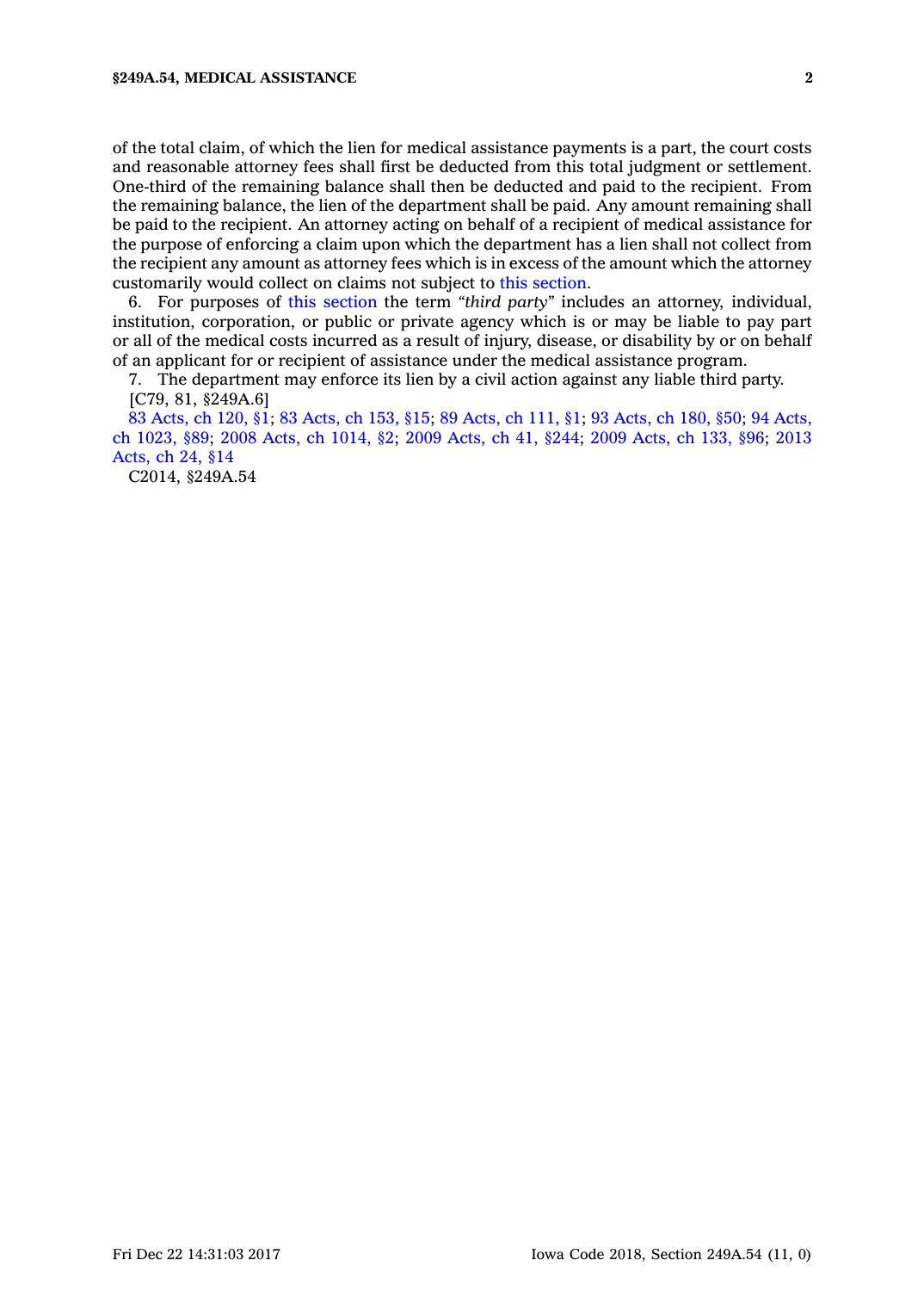of the total claim, of which the lien for medical assistance payments is a part, the court costs and reasonable attorney fees shall first be deducted from this total judgment or settlement. One-third of the remaining balance shall then be deducted and paid to the recipient. From the remaining balance, the lien of the department shall be paid. Any amount remaining shall be paid to the recipient. An attorney acting on behalf of a recipient of medical assistance for the purpose of enforcing a claim upon which the department has a lien shall not collect from the recipient any amount as attorney fees which is in excess of the amount which the attorney customarily would collect on claims not subject to this section.

6. For purposes of this section the term *"third party"* includes an attorney, individual, institution, corporation, or public or private agency which is or may be liable to pay part or all of the medical costs incurred as a result of injury, disease, or disability by or on behalf of an applicant for or recipient of assistance under the medical assistance program.

7. The department may enforce its lien by a civil action against any liable third party.

[C79, 81, §249A.6]

83 Acts, ch 120, §1; 83 Acts, ch 153, §15; 89 Acts, ch 111, §1; 93 Acts, ch 180, §50; 94 Acts, ch 1023, §89; 2008 Acts, ch 1014, §2; 2009 Acts, ch 41, §244; 2009 Acts, ch 133, §96; 2013 Acts, ch 24, §14

C2014, §249A.54